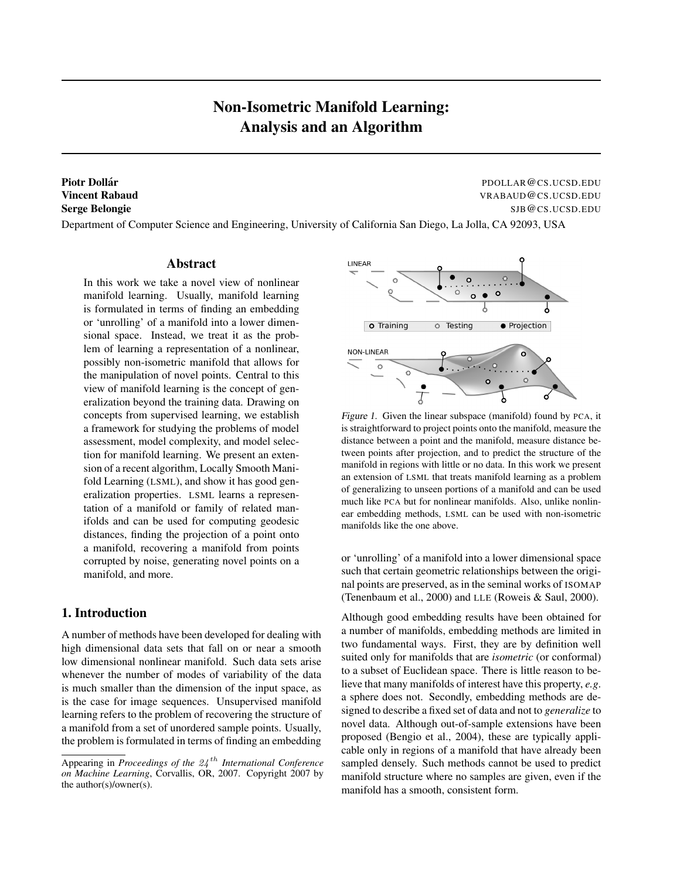# Non-Isometric Manifold Learning:
# Analysis and an Algorithm

**Piotr Dollár** PDOLLAR@CS.UCSD.EDU
**Vincent Rabaud** VRABAUD@CS.UCSD.EDU
**Serge Belongie** SJB@CS.UCSD.EDU

Department of Computer Science and Engineering, University of California San Diego, La Jolla, CA 92093, USA

## Abstract

In this work we take a novel view of nonlinear manifold learning. Usually, manifold learning is formulated in terms of finding an embedding or 'unrolling' of a manifold into a lower dimensional space. Instead, we treat it as the problem of learning a representation of a nonlinear, possibly non-isometric manifold that allows for the manipulation of novel points. Central to this view of manifold learning is the concept of generalization beyond the training data. Drawing on concepts from supervised learning, we establish a framework for studying the problems of model assessment, model complexity, and model selection for manifold learning. We present an extension of a recent algorithm, Locally Smooth Manifold Learning (LSML), and show it has good generalization properties. LSML learns a representation of a manifold or family of related manifolds and can be used for computing geodesic distances, finding the projection of a point onto a manifold, recovering a manifold from points corrupted by noise, generating novel points on a manifold, and more.

LINEAR

Training Testing Projection

NON-LINEAR

*Figure 1.* Given the linear subspace (manifold) found by PCA, it is straightforward to project points onto the manifold, measure the distance between a point and the manifold, measure distance between points after projection, and to predict the structure of the manifold in regions with little or no data. In this work we present an extension of LSML that treats manifold learning as a problem of generalizing to unseen portions of a manifold and can be used much like PCA but for nonlinear manifolds. Also, unlike nonlinear embedding methods, LSML can be used with non-isometric manifolds like the one above.

## 1. Introduction

A number of methods have been developed for dealing with high dimensional data sets that fall on or near a smooth low dimensional nonlinear manifold. Such data sets arise whenever the number of modes of variability of the data is much smaller than the dimension of the input space, as is the case for image sequences. Unsupervised manifold learning refers to the problem of recovering the structure of a manifold from a set of unordered sample points. Usually, the problem is formulated in terms of finding an embedding or 'unrolling' of a manifold into a lower dimensional space such that certain geometric relationships between the original points are preserved, as in the seminal works of ISOMAP (Tenenbaum et al., 2000) and LLE (Roweis & Saul, 2000).

Although good embedding results have been obtained for a number of manifolds, embedding methods are limited in two fundamental ways. First, they are by definition well suited only for manifolds that are *isometric* (or conformal) to a subset of Euclidean space. There is little reason to believe that many manifolds of interest have this property, *e.g.* a sphere does not. Secondly, embedding methods are designed to describe a fixed set of data and not to *generalize* to novel data. Although out-of-sample extensions have been proposed (Bengio et al., 2004), these are typically applicable only in regions of a manifold that have already been sampled densely. Such methods cannot be used to predict manifold structure where no samples are given, even if the manifold has a smooth, consistent form.

Appearing in *Proceedings of the $24^{th}$ International Conference on Machine Learning*, Corvallis, OR, 2007. Copyright 2007 by the author(s)/owner(s).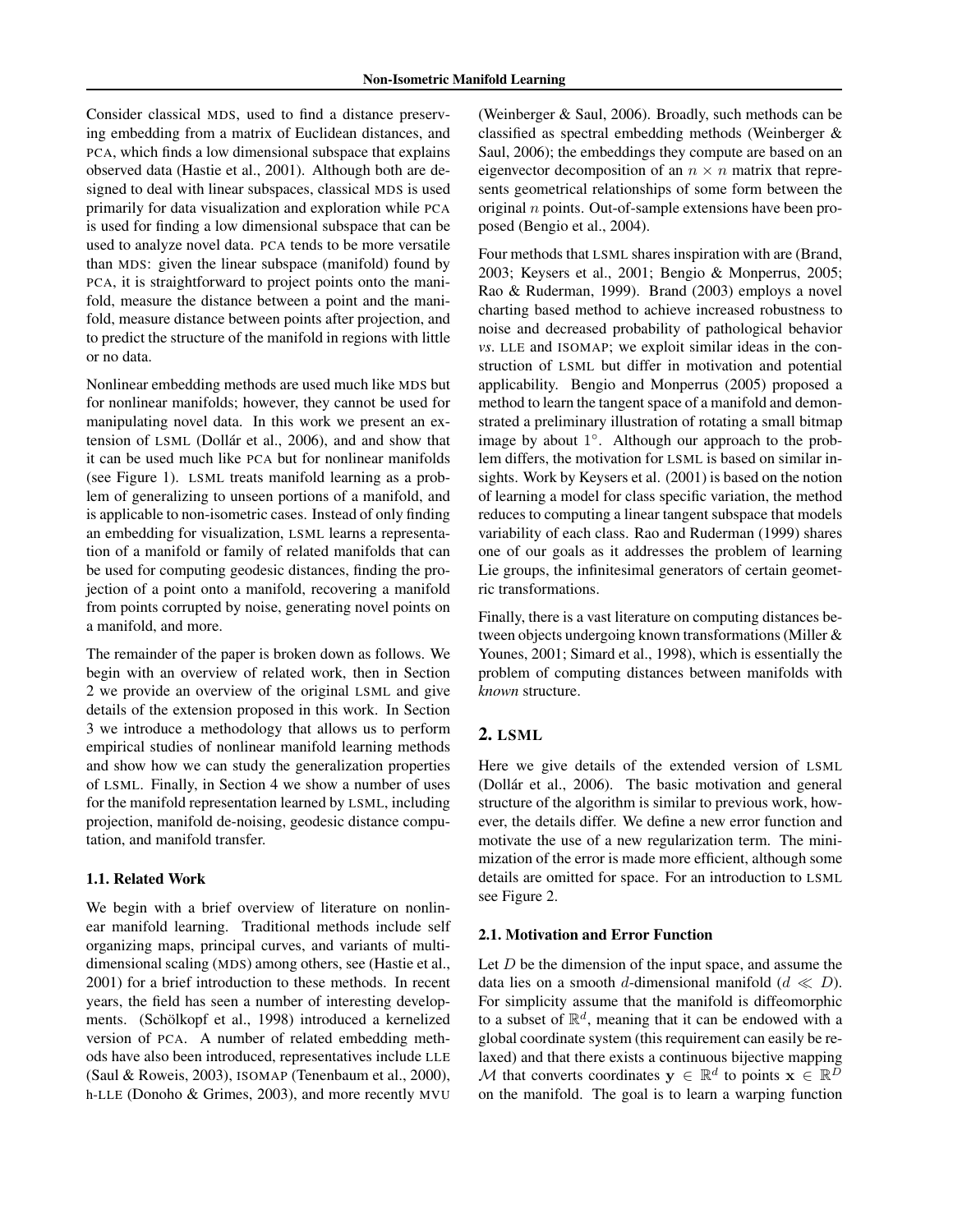Consider classical MDS, used to find a distance preserving embedding from a matrix of Euclidean distances, and PCA, which finds a low dimensional subspace that explains observed data (Hastie et al., 2001). Although both are designed to deal with linear subspaces, classical MDS is used primarily for data visualization and exploration while PCA is used for finding a low dimensional subspace that can be used to analyze novel data. PCA tends to be more versatile than MDS: given the linear subspace (manifold) found by PCA, it is straightforward to project points onto the manifold, measure the distance between a point and the manifold, measure distance between points after projection, and to predict the structure of the manifold in regions with little or no data.

Nonlinear embedding methods are used much like MDS but for nonlinear manifolds; however, they cannot be used for manipulating novel data. In this work we present an extension of LSML (Dollár et al., 2006), and show that it can be used much like PCA but for nonlinear manifolds (see Figure 1). LSML treats manifold learning as a problem of generalizing to unseen portions of a manifold, and is applicable to non-isometric cases. Instead of only finding an embedding for visualization, LSML learns a representation of a manifold or family of related manifolds that can be used for computing geodesic distances, finding the projection of a point onto a manifold, recovering a manifold from points corrupted by noise, generating novel points on a manifold, and more.

The remainder of the paper is broken down as follows. We begin with an overview of related work, then in Section 2 we provide an overview of the original LSML and give details of the extension proposed in this work. In Section 3 we introduce a methodology that allows us to perform empirical studies of nonlinear manifold learning methods and show how we can study the generalization properties of LSML. Finally, in Section 4 we show a number of uses for the manifold representation learned by LSML, including projection, manifold de-noising, geodesic distance computation, and manifold transfer.

### 1.1. Related Work

We begin with a brief overview of literature on nonlinear manifold learning. Traditional methods include self organizing maps, principal curves, and variants of multi-dimensional scaling (MDS) among others, see (Hastie et al., 2001) for a brief introduction to these methods. In recent years, the field has seen a number of interesting developments. (Schölkopf et al., 1998) introduced a kernelized version of PCA. A number of related embedding methods have also been introduced, representatives include LLE (Saul & Roweis, 2003), ISOMAP (Tenenbaum et al., 2000), h-LLE (Donoho & Grimes, 2003), and more recently MVU (Weinberger & Saul, 2006). Broadly, such methods can be classified as spectral embedding methods (Weinberger & Saul, 2006); the embeddings they compute are based on an eigenvector decomposition of an $n \times n$ matrix that represents geometrical relationships of some form between the original $n$ points. Out-of-sample extensions have been proposed (Bengio et al., 2004).

Four methods that LSML shares inspiration with are (Brand, 2003; Keysers et al., 2001; Bengio & Monperrus, 2005; Rao & Ruderman, 1999). Brand (2003) employs a novel charting based method to achieve increased robustness to noise and decreased probability of pathological behavior *vs*. LLE and ISOMAP; we exploit similar ideas in the construction of LSML but differ in motivation and potential applicability. Bengio and Monperrus (2005) proposed a method to learn the tangent space of a manifold and demonstrated a preliminary illustration of rotating a small bitmap image by about $1°$. Although our approach to the problem differs, the motivation for LSML is based on similar insights. Work by Keysers et al. (2001) is based on the notion of learning a model for class specific variation, the method reduces to computing a linear tangent subspace that models variability of each class. Rao and Ruderman (1999) shares one of our goals as it addresses the problem of learning Lie groups, the infinitesimal generators of certain geometric transformations.

Finally, there is a vast literature on computing distances between objects undergoing known transformations (Miller & Younes, 2001; Simard et al., 1998), which is essentially the problem of computing distances between manifolds with *known* structure.

## 2. LSML

Here we give details of the extended version of LSML (Dollár et al., 2006). The basic motivation and general structure of the algorithm is similar to previous work, however, the details differ. We define a new error function and motivate the use of a new regularization term. The minimization of the error is made more efficient, although some details are omitted for space. For an introduction to LSML see Figure 2.

### 2.1. Motivation and Error Function

Let $D$ be the dimension of the input space, and assume the data lies on a smooth $d$-dimensional manifold ($d \ll D$). For simplicity assume that the manifold is diffeomorphic to a subset of $\mathbb{R}^d$, meaning that it can be endowed with a global coordinate system (this requirement can easily be relaxed) and that there exists a continuous bijective mapping $\mathcal{M}$ that converts coordinates $\mathbf{y} \in \mathbb{R}^d$ to points $\mathbf{x} \in \mathbb{R}^D$ on the manifold. The goal is to learn a warping function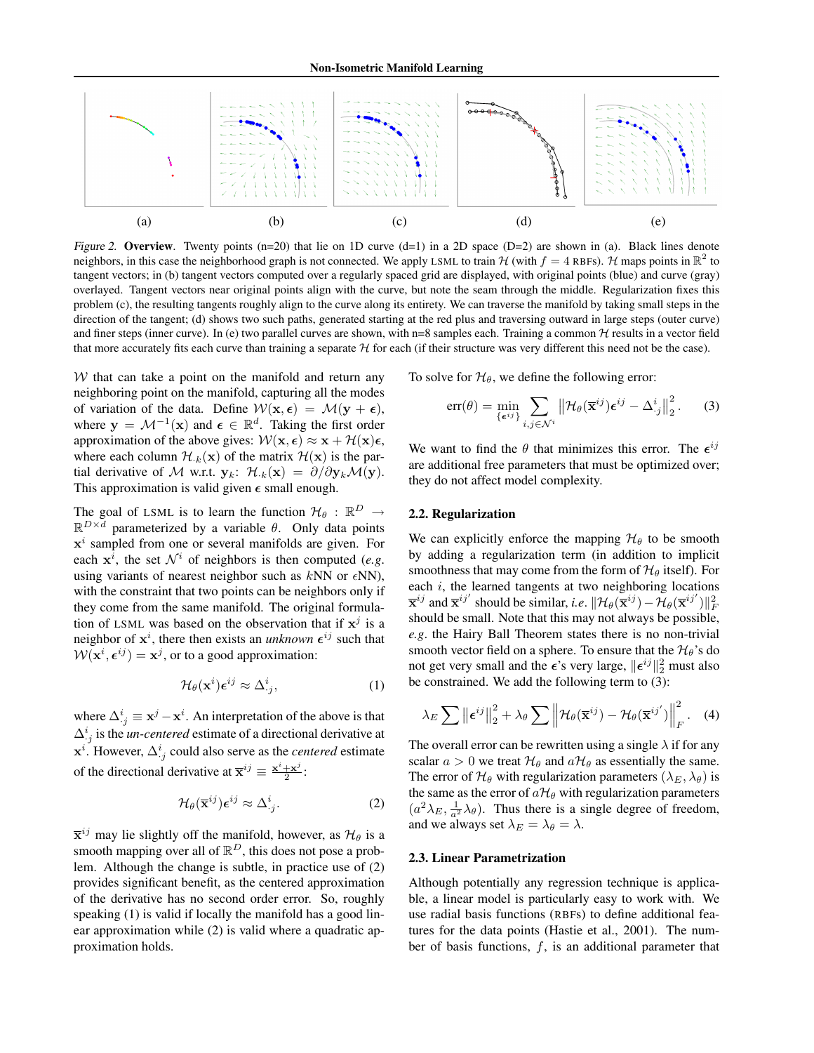(a) (b) (c) (d) (e)

*Figure 2.* **Overview**. Twenty points (n=20) that lie on 1D curve (d=1) in a 2D space (D=2) are shown in (a). Black lines denote neighbors, in this case the neighborhood graph is not connected. We apply LSML to train $\mathcal{H}$ (with $f = 4$ RBFs). $\mathcal{H}$ maps points in $\mathbb{R}^2$ to tangent vectors; in (b) tangent vectors computed over a regularly spaced grid are displayed, with original points (blue) and curve (gray) overlayed. Tangent vectors near original points align with the curve, but note the seam through the middle. Regularization fixes this problem (c), the resulting tangents roughly align to the curve along its entirety. We can traverse the manifold by taking small steps in the direction of the tangent; (d) shows two such paths, generated starting at the red plus and traversing outward in large steps (outer curve) and finer steps (inner curve). In (e) two parallel curves are shown, with n=8 samples each. Training a common $\mathcal{H}$ results in a vector field that more accurately fits each curve than training a separate $\mathcal{H}$ for each (if their structure was very different this need not be the case).

$\mathcal{W}$ that can take a point on the manifold and return any neighboring point on the manifold, capturing all the modes of variation of the data. Define $\mathcal{W}(\mathbf{x}, \boldsymbol{\epsilon}) = \mathcal{M}(\mathbf{y} + \boldsymbol{\epsilon})$, where $\mathbf{y} = \mathcal{M}^{-1}(\mathbf{x})$ and $\boldsymbol{\epsilon} \in \mathbb{R}^d$. Taking the first order approximation of the above gives: $\mathcal{W}(\mathbf{x}, \boldsymbol{\epsilon}) \approx \mathbf{x} + \mathcal{H}(\mathbf{x})\boldsymbol{\epsilon}$, where each column $\mathcal{H}_{\cdot k}(\mathbf{x})$ of the matrix $\mathcal{H}(\mathbf{x})$ is the partial derivative of $\mathcal{M}$ w.r.t. $\mathbf{y}_k$: $\mathcal{H}_{\cdot k}(\mathbf{x}) = \partial/\partial \mathbf{y}_k \mathcal{M}(\mathbf{y})$. This approximation is valid given $\boldsymbol{\epsilon}$ small enough.

The goal of LSML is to learn the function $\mathcal{H}_\theta : \mathbb{R}^D \rightarrow \mathbb{R}^{D \times d}$ parameterized by a variable $\theta$. Only data points $\mathbf{x}^i$ sampled from one or several manifolds are given. For each $\mathbf{x}^i$, the set $\mathcal{N}^i$ of neighbors is then computed (*e.g.* using variants of nearest neighbor such as $k$NN or $\epsilon$NN), with the constraint that two points can be neighbors only if they come from the same manifold. The original formulation of LSML was based on the observation that if $\mathbf{x}^j$ is a neighbor of $\mathbf{x}^i$, there then exists an *unknown* $\boldsymbol{\epsilon}^{ij}$ such that $\mathcal{W}(\mathbf{x}^i, \boldsymbol{\epsilon}^{ij}) = \mathbf{x}^j$, or to a good approximation:

$$\mathcal{H}_\theta(\mathbf{x}^i)\boldsymbol{\epsilon}^{ij} \approx \Delta^i_{\cdot j}, \tag{1}$$

where $\Delta^i_{\cdot j} \equiv \mathbf{x}^j - \mathbf{x}^i$. An interpretation of the above is that $\Delta^i_{\cdot j}$ is the *un-centered* estimate of a directional derivative at $\mathbf{x}^i$. However, $\Delta^i_{\cdot j}$ could also serve as the *centered* estimate of the directional derivative at $\overline{\mathbf{x}}^{ij} \equiv \frac{\mathbf{x}^i + \mathbf{x}^j}{2}$:

$$\mathcal{H}_\theta(\overline{\mathbf{x}}^{ij})\boldsymbol{\epsilon}^{ij} \approx \Delta^i_{\cdot j}. \tag{2}$$

$\overline{\mathbf{x}}^{ij}$ may lie slightly off the manifold, however, as $\mathcal{H}_\theta$ is a smooth mapping over all of $\mathbb{R}^D$, this does not pose a problem. Although the change is subtle, in practice use of (2) provides significant benefit, as the centered approximation of the derivative has no second order error. So, roughly speaking (1) is valid if locally the manifold has a good linear approximation while (2) is valid where a quadratic approximation holds.

To solve for $\mathcal{H}_\theta$, we define the following error:

$$\text{err}(\theta) = \min_{\{\boldsymbol{\epsilon}^{ij}\}} \sum_{i,j \in \mathcal{N}^i} \left\| \mathcal{H}_\theta(\overline{\mathbf{x}}^{ij})\boldsymbol{\epsilon}^{ij} - \Delta^i_{\cdot j} \right\|_2^2. \tag{3}$$

We want to find the $\theta$ that minimizes this error. The $\boldsymbol{\epsilon}^{ij}$ are additional free parameters that must be optimized over; they do not affect model complexity.

### 2.2. Regularization

We can explicitly enforce the mapping $\mathcal{H}_\theta$ to be smooth by adding a regularization term (in addition to implicit smoothness that may come from the form of $\mathcal{H}_\theta$ itself). For each $i$, the learned tangents at two neighboring locations $\overline{\mathbf{x}}^{ij}$ and $\overline{\mathbf{x}}^{ij'}$ should be similar, *i.e.* $\|\mathcal{H}_\theta(\overline{\mathbf{x}}^{ij}) - \mathcal{H}_\theta(\overline{\mathbf{x}}^{ij'})\|_F^2$ should be small. Note that this may not always be possible, *e.g.* the Hairy Ball Theorem states there is no non-trivial smooth vector field on a sphere. To ensure that the $\mathcal{H}_\theta$'s do not get very small and the $\boldsymbol{\epsilon}$'s very large, $\|\boldsymbol{\epsilon}^{ij}\|_2^2$ must also be constrained. We add the following term to (3):

$$\lambda_E \sum \left\|\boldsymbol{\epsilon}^{ij}\right\|_2^2 + \lambda_\theta \sum \left\| \mathcal{H}_\theta(\overline{\mathbf{x}}^{ij}) - \mathcal{H}_\theta(\overline{\mathbf{x}}^{ij'}) \right\|_F^2. \tag{4}$$

The overall error can be rewritten using a single $\lambda$ if for any scalar $a > 0$ we treat $\mathcal{H}_\theta$ and $a\mathcal{H}_\theta$ as essentially the same. The error of $\mathcal{H}_\theta$ with regularization parameters $(\lambda_E, \lambda_\theta)$ is the same as the error of $a\mathcal{H}_\theta$ with regularization parameters $(a^2\lambda_E, \frac{1}{a^2}\lambda_\theta)$. Thus there is a single degree of freedom, and we always set $\lambda_E = \lambda_\theta = \lambda$.

### 2.3. Linear Parametrization

Although potentially any regression technique is applicable, a linear model is particularly easy to work with. We use radial basis functions (RBFs) to define additional features for the data points (Hastie et al., 2001). The number of basis functions, $f$, is an additional parameter that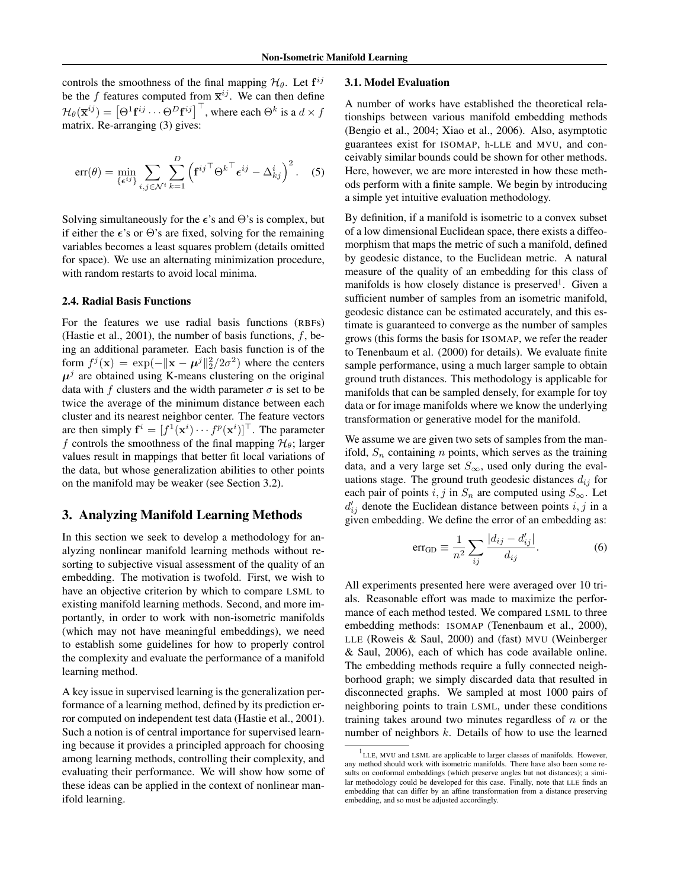controls the smoothness of the final mapping $\mathcal{H}_\theta$. Let $\mathbf{f}^{ij}$ be the $f$ features computed from $\overline{\mathbf{x}}^{ij}$. We can then define $\mathcal{H}_\theta(\overline{\mathbf{x}}^{ij}) = \left[\Theta^1 \mathbf{f}^{ij} \cdots \Theta^D \mathbf{f}^{ij}\right]^\top$, where each $\Theta^k$ is a $d \times f$ matrix. Re-arranging (3) gives:

$$\text{err}(\theta) = \min_{\{\boldsymbol{\epsilon}^{ij}\}} \sum_{i,j \in \mathcal{N}^i} \sum_{k=1}^{D} \left( {\mathbf{f}^{ij}}^\top {\Theta^k}^\top \boldsymbol{\epsilon}^{ij} - \Delta_{kj}^i \right)^2. \quad (5)$$

Solving simultaneously for the $\boldsymbol{\epsilon}$'s and $\Theta$'s is complex, but if either the $\boldsymbol{\epsilon}$'s or $\Theta$'s are fixed, solving for the remaining variables becomes a least squares problem (details omitted for space). We use an alternating minimization procedure, with random restarts to avoid local minima.

### 2.4. Radial Basis Functions

For the features we use radial basis functions (RBFs) (Hastie et al., 2001), the number of basis functions, $f$, being an additional parameter. Each basis function is of the form $f^j(\mathbf{x}) = \exp(-\|\mathbf{x} - \boldsymbol{\mu}^j\|_2^2 / 2\sigma^2)$ where the centers $\boldsymbol{\mu}^j$ are obtained using K-means clustering on the original data with $f$ clusters and the width parameter $\sigma$ is set to be twice the average of the minimum distance between each cluster and its nearest neighbor center. The feature vectors are then simply $\mathbf{f}^i = [f^1(\mathbf{x}^i) \cdots f^p(\mathbf{x}^i)]^\top$. The parameter $f$ controls the smoothness of the final mapping $\mathcal{H}_\theta$; larger values result in mappings that better fit local variations of the data, but whose generalization abilities to other points on the manifold may be weaker (see Section 3.2).

## 3. Analyzing Manifold Learning Methods

In this section we seek to develop a methodology for analyzing nonlinear manifold learning methods without resorting to subjective visual assessment of the quality of an embedding. The motivation is twofold. First, we wish to have an objective criterion by which to compare LSML to existing manifold learning methods. Second, and more importantly, in order to work with non-isometric manifolds (which may not have meaningful embeddings), we need to establish some guidelines for how to properly control the complexity and evaluate the performance of a manifold learning method.

A key issue in supervised learning is the generalization performance of a learning method, defined by its prediction error computed on independent test data (Hastie et al., 2001). Such a notion is of central importance for supervised learning because it provides a principled approach for choosing among learning methods, controlling their complexity, and evaluating their performance. We will show how some of these ideas can be applied in the context of nonlinear manifold learning.

### 3.1. Model Evaluation

A number of works have established the theoretical relationships between various manifold embedding methods (Bengio et al., 2004; Xiao et al., 2006). Also, asymptotic guarantees exist for ISOMAP, h-LLE and MVU, and conceivably similar bounds could be shown for other methods. Here, however, we are more interested in how these methods perform with a finite sample. We begin by introducing a simple yet intuitive evaluation methodology.

By definition, if a manifold is isometric to a convex subset of a low dimensional Euclidean space, there exists a diffeomorphism that maps the metric of such a manifold, defined by geodesic distance, to the Euclidean metric. A natural measure of the quality of an embedding for this class of manifolds is how closely distance is preserved[1]. Given a sufficient number of samples from an isometric manifold, geodesic distance can be estimated accurately, and this estimate is guaranteed to converge as the number of samples grows (this forms the basis for ISOMAP, we refer the reader to Tenenbaum et al. (2000) for details). We evaluate finite sample performance, using a much larger sample to obtain ground truth distances. This methodology is applicable for manifolds that can be sampled densely, for example for toy data or for image manifolds where we know the underlying transformation or generative model for the manifold.

We assume we are given two sets of samples from the manifold, $S_n$ containing $n$ points, which serves as the training data, and a very large set $S_\infty$, used only during the evaluations stage. The ground truth geodesic distances $d_{ij}$ for each pair of points $i, j$ in $S_n$ are computed using $S_\infty$. Let $d'_{ij}$ denote the Euclidean distance between points $i, j$ in a given embedding. We define the error of an embedding as:

$$\text{err}_{\text{GD}} \equiv \frac{1}{n^2} \sum_{ij} \frac{|d_{ij} - d'_{ij}|}{d_{ij}}. \quad (6)$$

All experiments presented here were averaged over 10 trials. Reasonable effort was made to maximize the performance of each method tested. We compared LSML to three embedding methods: ISOMAP (Tenenbaum et al., 2000), LLE (Roweis & Saul, 2000) and (fast) MVU (Weinberger & Saul, 2006), each of which has code available online. The embedding methods require a fully connected neighborhood graph; we simply discarded data that resulted in disconnected graphs. We sampled at most 1000 pairs of neighboring points to train LSML, under these conditions training takes around two minutes regardless of $n$ or the number of neighbors $k$. Details of how to use the learned

[1] LLE, MVU and LSML are applicable to larger classes of manifolds. However, any method should work with isometric manifolds. There have also been some results on conformal embeddings (which preserve angles but not distances); a similar methodology could be developed for this case. Finally, note that LLE finds an embedding that can differ by an affine transformation from a distance preserving embedding, and so must be adjusted accordingly.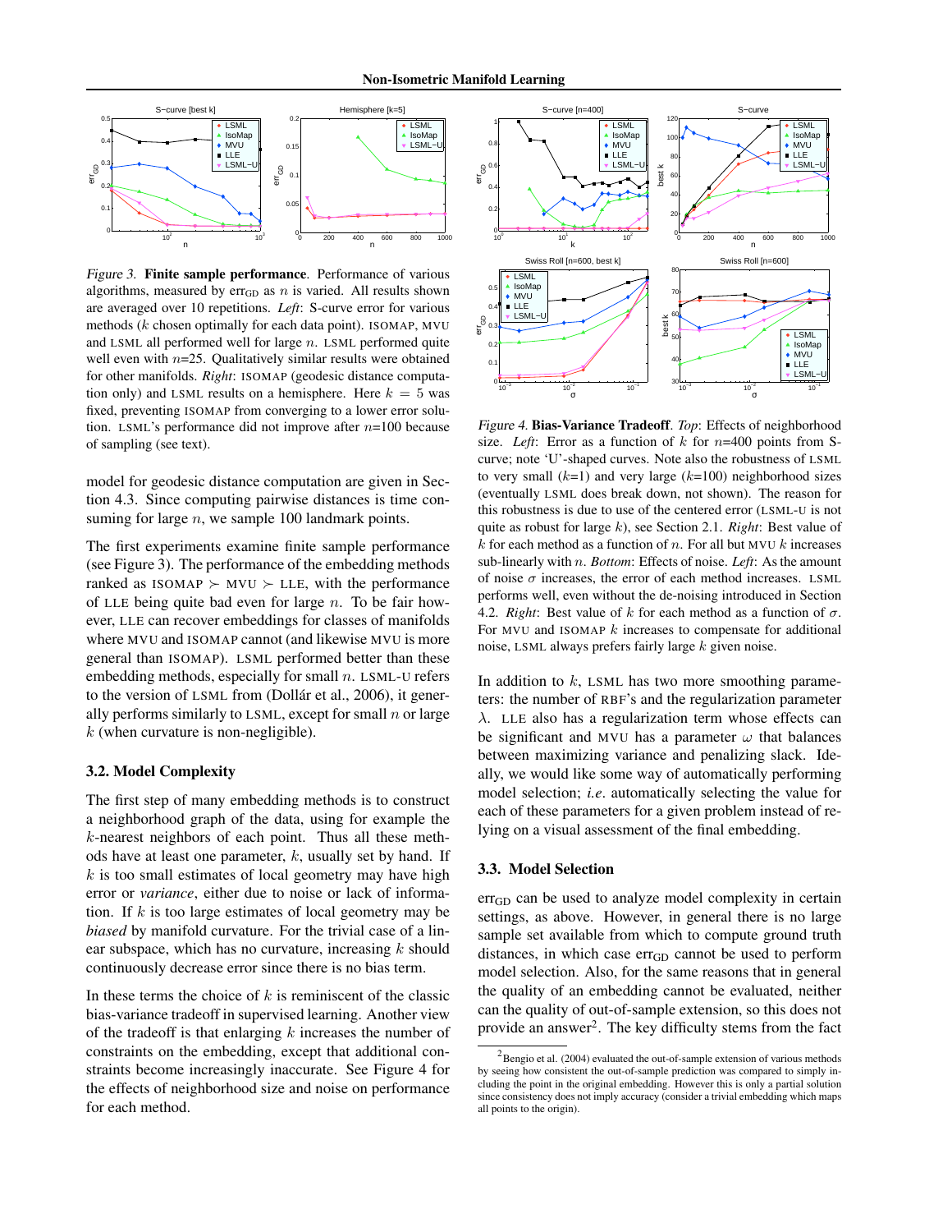*Figure 3.* **Finite sample performance**. Performance of various algorithms, measured by $\text{err}_{\text{GD}}$ as $n$ is varied. All results shown are averaged over 10 repetitions. *Left*: S-curve error for various methods ($k$ chosen optimally for each data point). ISOMAP, MVU and LSML all performed well for large $n$. LSML performed quite well even with $n$=25. Qualitatively similar results were obtained for other manifolds. *Right*: ISOMAP (geodesic distance computation only) and LSML results on a hemisphere. Here $k = 5$ was fixed, preventing ISOMAP from converging to a lower error solution. LSML's performance did not improve after $n$=100 because of sampling (see text).

*Figure 4.* **Bias-Variance Tradeoff**. *Top*: Effects of neighborhood size. *Left*: Error as a function of $k$ for $n$=400 points from S-curve; note 'U'-shaped curves. Note also the robustness of LSML to very small ($k$=1) and very large ($k$=100) neighborhood sizes (eventually LSML does break down, not shown). The reason for this robustness is due to use of the centered error (LSML-U is not quite as robust for large $k$), see Section 2.1. *Right*: Best value of $k$ for each method as a function of $n$. For all but MVU $k$ increases sub-linearly with $n$. *Bottom*: Effects of noise. *Left*: As the amount of noise $\sigma$ increases, the error of each method increases. LSML performs well, even without the de-noising introduced in Section 4.2. *Right*: Best value of $k$ for each method as a function of $\sigma$. For MVU and ISOMAP $k$ increases to compensate for additional noise, LSML always prefers fairly large $k$ given noise.

model for geodesic distance computation are given in Section 4.3. Since computing pairwise distances is time consuming for large $n$, we sample 100 landmark points.

The first experiments examine finite sample performance (see Figure 3). The performance of the embedding methods ranked as ISOMAP $\succ$ MVU $\succ$ LLE, with the performance of LLE being quite bad even for large $n$. To be fair however, LLE can recover embeddings for classes of manifolds where MVU and ISOMAP cannot (and likewise MVU is more general than ISOMAP). LSML performed better than these embedding methods, especially for small $n$. LSML-U refers to the version of LSML from (Dollár et al., 2006), it generally performs similarly to LSML, except for small $n$ or large $k$ (when curvature is non-negligible).

### 3.2. Model Complexity

The first step of many embedding methods is to construct a neighborhood graph of the data, using for example the $k$-nearest neighbors of each point. Thus all these methods have at least one parameter, $k$, usually set by hand. If $k$ is too small estimates of local geometry may have high error or *variance*, either due to noise or lack of information. If $k$ is too large estimates of local geometry may be *biased* by manifold curvature. For the trivial case of a linear subspace, which has no curvature, increasing $k$ should continuously decrease error since there is no bias term.

In these terms the choice of $k$ is reminiscent of the classic bias-variance tradeoff in supervised learning. Another view of the tradeoff is that enlarging $k$ increases the number of constraints on the embedding, except that additional constraints become increasingly inaccurate. See Figure 4 for the effects of neighborhood size and noise on performance for each method.

In addition to $k$, LSML has two more smoothing parameters: the number of RBF's and the regularization parameter $\lambda$. LLE also has a regularization term whose effects can be significant and MVU has a parameter $\omega$ that balances between maximizing variance and penalizing slack. Ideally, we would like some way of automatically performing model selection; *i.e.* automatically selecting the value for each of these parameters for a given problem instead of relying on a visual assessment of the final embedding.

### 3.3. Model Selection

$\text{err}_{\text{GD}}$ can be used to analyze model complexity in certain settings, as above. However, in general there is no large sample set available from which to compute ground truth distances, in which case $\text{err}_{\text{GD}}$ cannot be used to perform model selection. Also, for the same reasons that in general the quality of an embedding cannot be evaluated, neither can the quality of out-of-sample extension, so this does not provide an answer[2]. The key difficulty stems from the fact

[2] Bengio et al. (2004) evaluated the out-of-sample extension of various methods by seeing how consistent the out-of-sample prediction was compared to simply including the point in the original embedding. However this is only a partial solution since consistency does not imply accuracy (consider a trivial embedding which maps all points to the origin).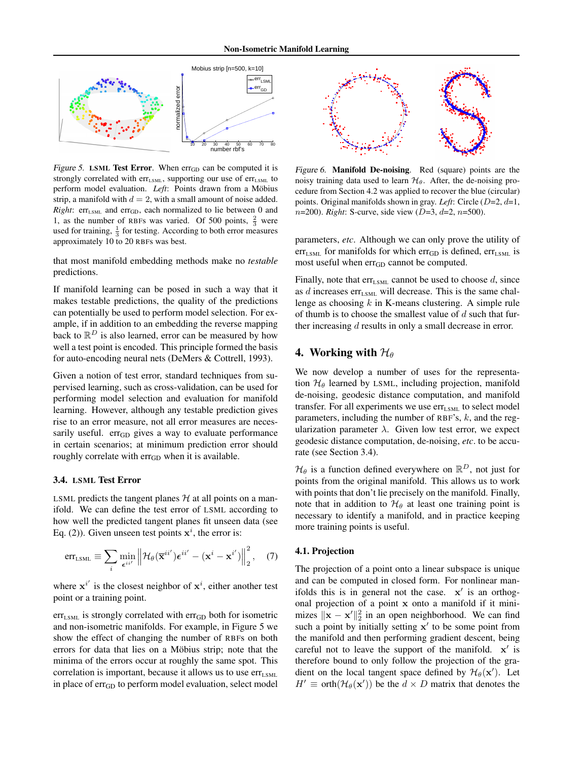*Figure 5.* **LSML Test Error**. When $\text{err}_{\text{GD}}$ can be computed it is strongly correlated with $\text{err}_{\text{LSML}}$, supporting our use of $\text{err}_{\text{LSML}}$ to perform model evaluation. *Left*: Points drawn from a Möbius strip, a manifold with $d = 2$, with a small amount of noise added. *Right*: $\text{err}_{\text{LSML}}$ and $\text{err}_{\text{GD}}$, each normalized to lie between 0 and 1, as the number of RBFs was varied. Of 500 points, $\frac{2}{3}$ were used for training, $\frac{1}{3}$ for testing. According to both error measures approximately 10 to 20 RBFs was best.

that most manifold embedding methods make no *testable* predictions.

If manifold learning can be posed in such a way that it makes testable predictions, the quality of the predictions can potentially be used to perform model selection. For example, if in addition to an embedding the reverse mapping back to $\mathbb{R}^D$ is also learned, error can be measured by how well a test point is encoded. This principle formed the basis for auto-encoding neural nets (DeMers & Cottrell, 1993).

Given a notion of test error, standard techniques from supervised learning, such as cross-validation, can be used for performing model selection and evaluation for manifold learning. However, although any testable prediction gives rise to an error measure, not all error measures are necessarily useful. $\text{err}_{\text{GD}}$ gives a way to evaluate performance in certain scenarios; at minimum prediction error should roughly correlate with $\text{err}_{\text{GD}}$ when it is available.

### 3.4. LSML Test Error

LSML predicts the tangent planes $\mathcal{H}$ at all points on a manifold. We can define the test error of LSML according to how well the predicted tangent planes fit unseen data (see Eq. (2)). Given unseen test points $\mathbf{x}^i$, the error is:

$$\text{err}_{\text{LSML}} \equiv \sum_i \min_{\boldsymbol{\epsilon}^{ii'}} \left\| \mathcal{H}_\theta(\overline{\mathbf{x}}^{ii'})\boldsymbol{\epsilon}^{ii'} - (\mathbf{x}^i - \mathbf{x}^{i'}) \right\|_2^2, \quad (7)$$

where $\mathbf{x}^{i'}$ is the closest neighbor of $\mathbf{x}^i$, either another test point or a training point.

$\text{err}_{\text{LSML}}$ is strongly correlated with $\text{err}_{\text{GD}}$ both for isometric and non-isometric manifolds. For example, in Figure 5 we show the effect of changing the number of RBFs on both errors for data that lies on a Möbius strip; note that the minima of the errors occur at roughly the same spot. This correlation is important, because it allows us to use $\text{err}_{\text{LSML}}$ in place of $\text{err}_{\text{GD}}$ to perform model evaluation, select model parameters, *etc*. Although we can only prove the utility of $\text{err}_{\text{LSML}}$ for manifolds for which $\text{err}_{\text{GD}}$ is defined, $\text{err}_{\text{LSML}}$ is most useful when $\text{err}_{\text{GD}}$ cannot be computed.

*Figure 6.* **Manifold De-noising**. Red (square) points are the noisy training data used to learn $\mathcal{H}_\theta$. After, the de-noising procedure from Section 4.2 was applied to recover the blue (circular) points. Original manifolds shown in gray. *Left*: Circle ($D$=2, $d$=1, $n$=200). *Right*: S-curve, side view ($D$=3, $d$=2, $n$=500).

Finally, note that $\text{err}_{\text{LSML}}$ cannot be used to choose $d$, since as $d$ increases $\text{err}_{\text{LSML}}$ will decrease. This is the same challenge as choosing $k$ in K-means clustering. A simple rule of thumb is to choose the smallest value of $d$ such that further increasing $d$ results in only a small decrease in error.

## 4. Working with $\mathcal{H}_\theta$

We now develop a number of uses for the representation $\mathcal{H}_\theta$ learned by LSML, including projection, manifold de-noising, geodesic distance computation, and manifold transfer. For all experiments we use $\text{err}_{\text{LSML}}$ to select model parameters, including the number of RBF's, $k$, and the regularization parameter $\lambda$. Given low test error, we expect geodesic distance computation, de-noising, *etc*. to be accurate (see Section 3.4).

$\mathcal{H}_\theta$ is a function defined everywhere on $\mathbb{R}^D$, not just for points from the original manifold. This allows us to work with points that don't lie precisely on the manifold. Finally, note that in addition to $\mathcal{H}_\theta$ at least one training point is necessary to identify a manifold, and in practice keeping more training points is useful.

### 4.1. Projection

The projection of a point onto a linear subspace is unique and can be computed in closed form. For nonlinear manifolds this is in general not the case. $\mathbf{x}'$ is an orthogonal projection of a point $\mathbf{x}$ onto a manifold if it minimizes $\|\mathbf{x} - \mathbf{x}'\|_2^2$ in an open neighborhood. We can find such a point by initially setting $\mathbf{x}'$ to be some point from the manifold and then performing gradient descent, being careful not to leave the support of the manifold. $\mathbf{x}'$ is therefore bound to only follow the projection of the gradient on the local tangent space defined by $\mathcal{H}_\theta(\mathbf{x}')$. Let $H' \equiv \text{orth}(\mathcal{H}_\theta(\mathbf{x}'))$ be the $d \times D$ matrix that denotes the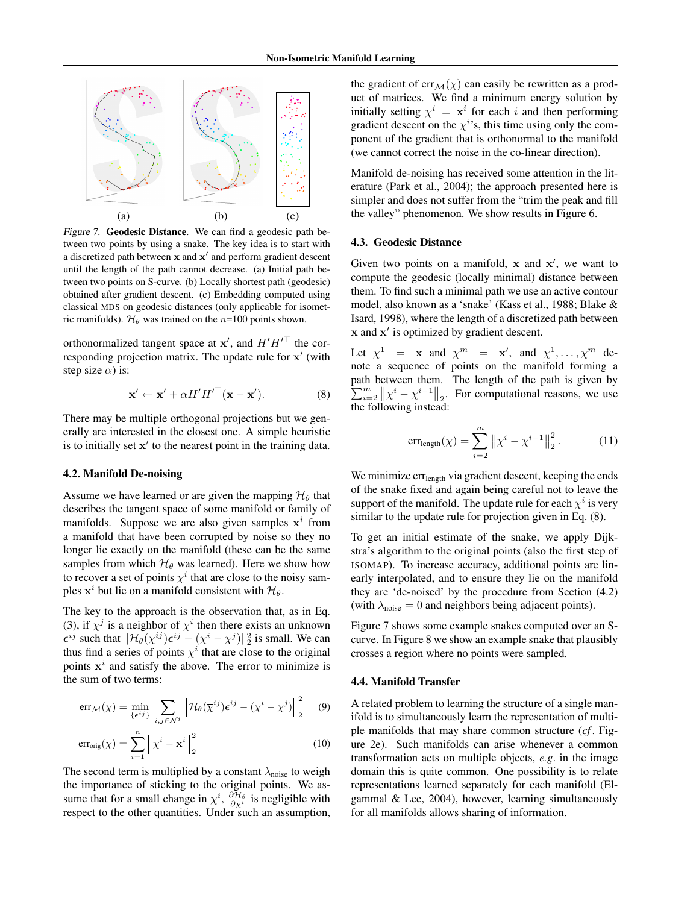Figure 7. **Geodesic Distance**. We can find a geodesic path between two points by using a snake. The key idea is to start with a discretized path between $\mathbf{x}$ and $\mathbf{x}'$ and perform gradient descent until the length of the path cannot decrease. (a) Initial path between two points on S-curve. (b) Locally shortest path (geodesic) obtained after gradient descent. (c) Embedding computed using classical MDS on geodesic distances (only applicable for isometric manifolds). $\mathcal{H}_\theta$ was trained on the $n$=100 points shown.

orthonormalized tangent space at $\mathbf{x}'$, and $H'H'^\top$ the corresponding projection matrix. The update rule for $\mathbf{x}'$ (with step size $\alpha$) is:

$$\mathbf{x}' \leftarrow \mathbf{x}' + \alpha H'H'^\top(\mathbf{x} - \mathbf{x}'). \tag{8}$$

There may be multiple orthogonal projections but we generally are interested in the closest one. A simple heuristic is to initially set $\mathbf{x}'$ to the nearest point in the training data.

### 4.2. Manifold De-noising

Assume we have learned or are given the mapping $\mathcal{H}_\theta$ that describes the tangent space of some manifold or family of manifolds. Suppose we are also given samples $\mathbf{x}^i$ from a manifold that have been corrupted by noise so they no longer lie exactly on the manifold (these can be the same samples from which $\mathcal{H}_\theta$ was learned). Here we show how to recover a set of points $\chi^i$ that are close to the noisy samples $\mathbf{x}^i$ but lie on a manifold consistent with $\mathcal{H}_\theta$.

The key to the approach is the observation that, as in Eq. (3), if $\chi^j$ is a neighbor of $\chi^i$ then there exists an unknown $\boldsymbol{\epsilon}^{ij}$ such that $\|\mathcal{H}_\theta(\overline{\chi}^{ij})\boldsymbol{\epsilon}^{ij} - (\chi^i - \chi^j)\|_2^2$ is small. We can thus find a series of points $\chi^i$ that are close to the original points $\mathbf{x}^i$ and satisfy the above. The error to minimize is the sum of two terms:

$$\text{err}_\mathcal{M}(\chi) = \min_{\{\boldsymbol{\epsilon}^{ij}\}} \sum_{i,j \in \mathcal{N}^i} \left\| \mathcal{H}_\theta(\overline{\chi}^{ij})\boldsymbol{\epsilon}^{ij} - (\chi^i - \chi^j) \right\|_2^2 \tag{9}$$

$$\text{err}_\text{orig}(\chi) = \sum_{i=1}^{n} \left\| \chi^i - \mathbf{x}^i \right\|_2^2 \tag{10}$$

The second term is multiplied by a constant $\lambda_\text{noise}$ to weigh the importance of sticking to the original points. We assume that for a small change in $\chi^i$, $\frac{\partial \mathcal{H}_\theta}{\partial \chi^i}$ is negligible with respect to the other quantities. Under such an assumption, the gradient of $\text{err}_\mathcal{M}(\chi)$ can easily be rewritten as a product of matrices. We find a minimum energy solution by initially setting $\chi^i = \mathbf{x}^i$ for each $i$ and then performing gradient descent on the $\chi^i$'s, this time using only the component of the gradient that is orthonormal to the manifold (we cannot correct the noise in the co-linear direction).

Manifold de-noising has received some attention in the literature (Park et al., 2004); the approach presented here is simpler and does not suffer from the "trim the peak and fill the valley" phenomenon. We show results in Figure 6.

### 4.3. Geodesic Distance

Given two points on a manifold, $\mathbf{x}$ and $\mathbf{x}'$, we want to compute the geodesic (locally minimal) distance between them. To find such a minimal path we use an active contour model, also known as a 'snake' (Kass et al., 1988; Blake & Isard, 1998), where the length of a discretized path between $\mathbf{x}$ and $\mathbf{x}'$ is optimized by gradient descent.

Let $\chi^1 = \mathbf{x}$ and $\chi^m = \mathbf{x}'$, and $\chi^1, \ldots, \chi^m$ denote a sequence of points on the manifold forming a path between them. The length of the path is given by $\sum_{i=2}^{m} \left\| \chi^i - \chi^{i-1} \right\|_2$. For computational reasons, we use the following instead:

$$\text{err}_\text{length}(\chi) = \sum_{i=2}^{m} \left\| \chi^i - \chi^{i-1} \right\|_2^2. \tag{11}$$

We minimize $\text{err}_\text{length}$ via gradient descent, keeping the ends of the snake fixed and again being careful not to leave the support of the manifold. The update rule for each $\chi^i$ is very similar to the update rule for projection given in Eq. (8).

To get an initial estimate of the snake, we apply Dijkstra's algorithm to the original points (also the first step of ISOMAP). To increase accuracy, additional points are linearly interpolated, and to ensure they lie on the manifold they are 'de-noised' by the procedure from Section (4.2) (with $\lambda_\text{noise} = 0$ and neighbors being adjacent points).

Figure 7 shows some example snakes computed over an S-curve. In Figure 8 we show an example snake that plausibly crosses a region where no points were sampled.

### 4.4. Manifold Transfer

A related problem to learning the structure of a single manifold is to simultaneously learn the representation of multiple manifolds that may share common structure (*cf*. Figure 2e). Such manifolds can arise whenever a common transformation acts on multiple objects, *e.g.* in the image domain this is quite common. One possibility is to relate representations learned separately for each manifold (Elgammal & Lee, 2004), however, learning simultaneously for all manifolds allows sharing of information.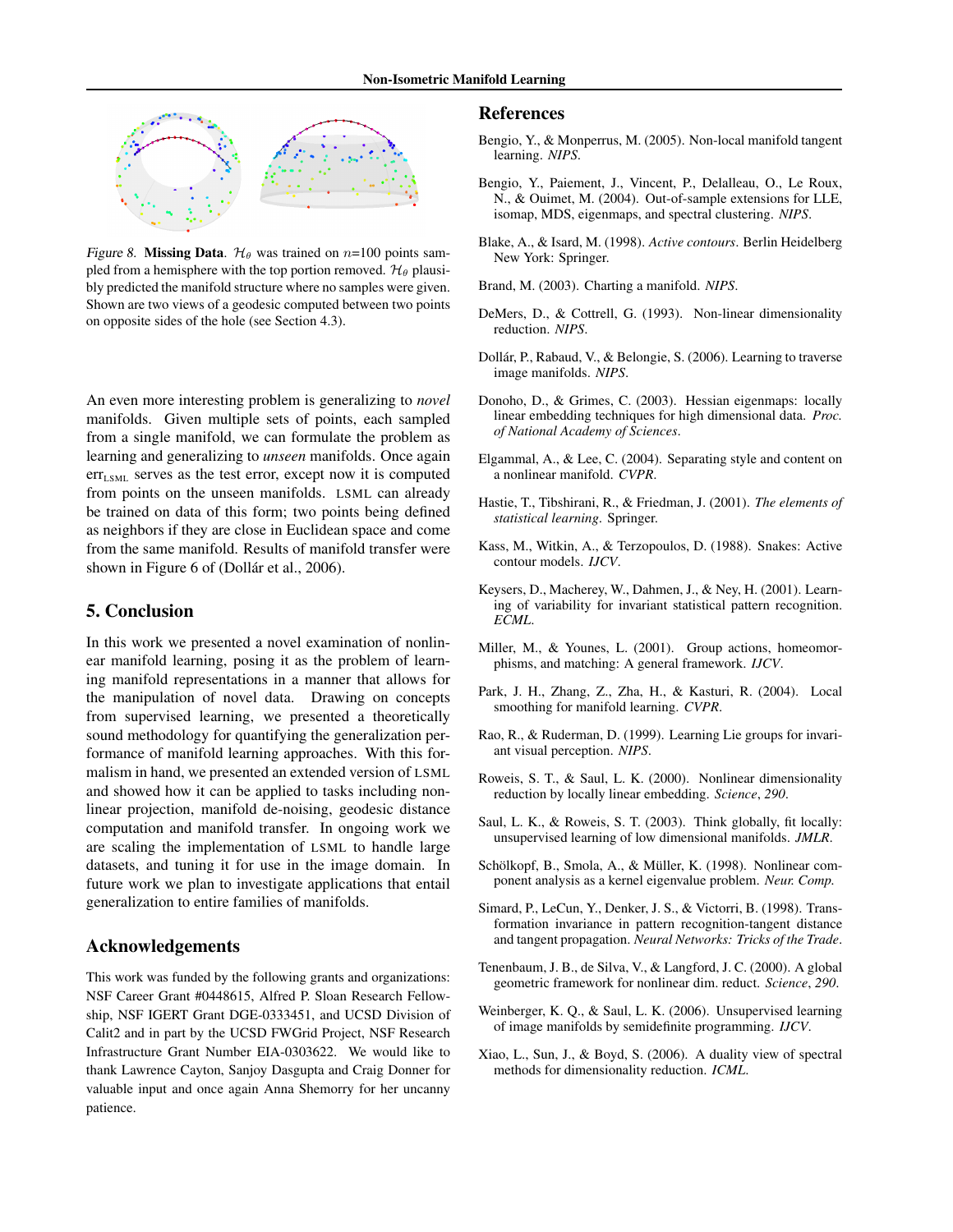*Figure 8.* **Missing Data**. $\mathcal{H}_\theta$ was trained on $n$=100 points sampled from a hemisphere with the top portion removed. $\mathcal{H}_\theta$ plausibly predicted the manifold structure where no samples were given. Shown are two views of a geodesic computed between two points on opposite sides of the hole (see Section 4.3).

An even more interesting problem is generalizing to *novel* manifolds. Given multiple sets of points, each sampled from a single manifold, we can formulate the problem as learning and generalizing to *unseen* manifolds. Once again $\text{err}_{\text{LSML}}$ serves as the test error, except now it is computed from points on the unseen manifolds. LSML can already be trained on data of this form; two points being defined as neighbors if they are close in Euclidean space and come from the same manifold. Results of manifold transfer were shown in Figure 6 of (Dollár et al., 2006).

## 5. Conclusion

In this work we presented a novel examination of nonlinear manifold learning, posing it as the problem of learning manifold representations in a manner that allows for the manipulation of novel data. Drawing on concepts from supervised learning, we presented a theoretically sound methodology for quantifying the generalization performance of manifold learning approaches. With this formalism in hand, we presented an extended version of LSML and showed how it can be applied to tasks including nonlinear projection, manifold de-noising, geodesic distance computation and manifold transfer. In ongoing work we are scaling the implementation of LSML to handle large datasets, and tuning it for use in the image domain. In future work we plan to investigate applications that entail generalization to entire families of manifolds.

## Acknowledgements

This work was funded by the following grants and organizations: NSF Career Grant #0448615, Alfred P. Sloan Research Fellowship, NSF IGERT Grant DGE-0333451, and UCSD Division of Calit2 and in part by the UCSD FWGrid Project, NSF Research Infrastructure Grant Number EIA-0303622. We would like to thank Lawrence Cayton, Sanjoy Dasgupta and Craig Donner for valuable input and once again Anna Shemorry for her uncanny patience.

## References

Bengio, Y., & Monperrus, M. (2005). Non-local manifold tangent learning. *NIPS*.

Bengio, Y., Paiement, J., Vincent, P., Delalleau, O., Le Roux, N., & Ouimet, M. (2004). Out-of-sample extensions for LLE, isomap, MDS, eigenmaps, and spectral clustering. *NIPS*.

Blake, A., & Isard, M. (1998). *Active contours*. Berlin Heidelberg New York: Springer.

Brand, M. (2003). Charting a manifold. *NIPS*.

DeMers, D., & Cottrell, G. (1993). Non-linear dimensionality reduction. *NIPS*.

Dollár, P., Rabaud, V., & Belongie, S. (2006). Learning to traverse image manifolds. *NIPS*.

Donoho, D., & Grimes, C. (2003). Hessian eigenmaps: locally linear embedding techniques for high dimensional data. *Proc. of National Academy of Sciences*.

Elgammal, A., & Lee, C. (2004). Separating style and content on a nonlinear manifold. *CVPR*.

Hastie, T., Tibshirani, R., & Friedman, J. (2001). *The elements of statistical learning*. Springer.

Kass, M., Witkin, A., & Terzopoulos, D. (1988). Snakes: Active contour models. *IJCV*.

Keysers, D., Macherey, W., Dahmen, J., & Ney, H. (2001). Learning of variability for invariant statistical pattern recognition. *ECML*.

Miller, M., & Younes, L. (2001). Group actions, homeomorphisms, and matching: A general framework. *IJCV*.

Park, J. H., Zhang, Z., Zha, H., & Kasturi, R. (2004). Local smoothing for manifold learning. *CVPR*.

Rao, R., & Ruderman, D. (1999). Learning Lie groups for invariant visual perception. *NIPS*.

Roweis, S. T., & Saul, L. K. (2000). Nonlinear dimensionality reduction by locally linear embedding. *Science*, *290*.

Saul, L. K., & Roweis, S. T. (2003). Think globally, fit locally: unsupervised learning of low dimensional manifolds. *JMLR*.

Schölkopf, B., Smola, A., & Müller, K. (1998). Nonlinear component analysis as a kernel eigenvalue problem. *Neur. Comp.*

Simard, P., LeCun, Y., Denker, J. S., & Victorri, B. (1998). Transformation invariance in pattern recognition-tangent distance and tangent propagation. *Neural Networks: Tricks of the Trade*.

Tenenbaum, J. B., de Silva, V., & Langford, J. C. (2000). A global geometric framework for nonlinear dim. reduct. *Science*, *290*.

Weinberger, K. Q., & Saul, L. K. (2006). Unsupervised learning of image manifolds by semidefinite programming. *IJCV*.

Xiao, L., Sun, J., & Boyd, S. (2006). A duality view of spectral methods for dimensionality reduction. *ICML*.